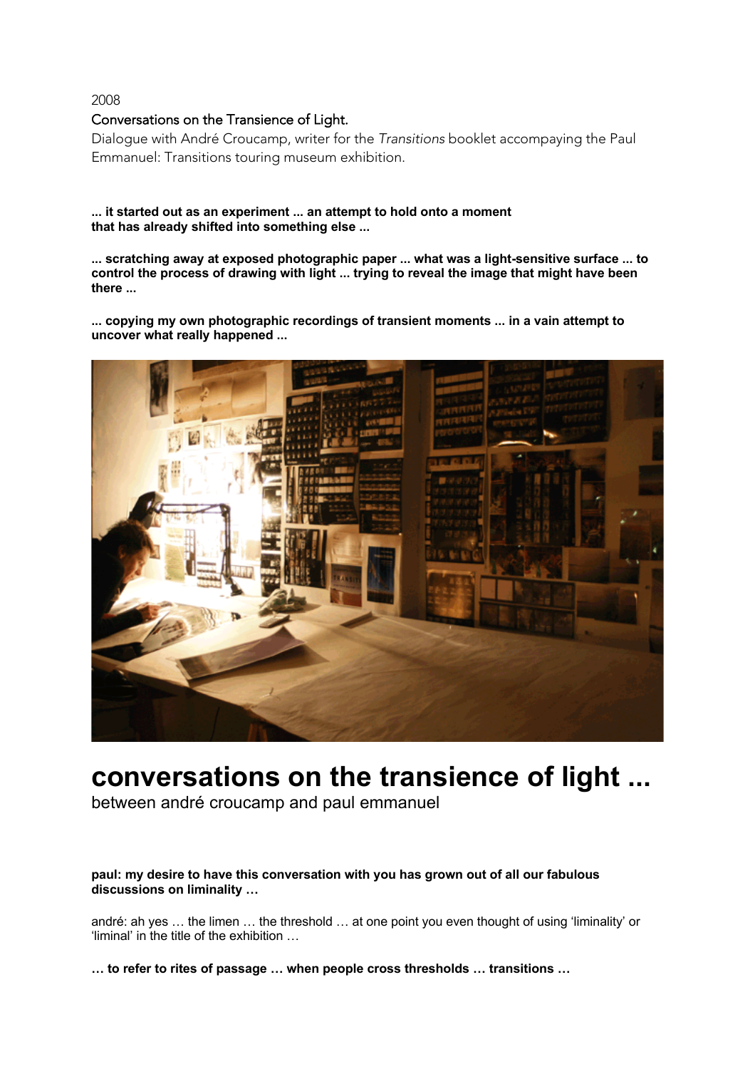2008

Conversations on the Transience of Light.

Dialogue with André Croucamp, writer for the *Transitions* booklet accompaying the Paul Emmanuel: Transitions touring museum exhibition.

**... it started out as an experiment ... an attempt to hold onto a moment that has already shifted into something else ...**

**... scratching away at exposed photographic paper ... what was a light-sensitive surface ... to control the process of drawing with light ... trying to reveal the image that might have been there ...**

**... copying my own photographic recordings of transient moments ... in a vain attempt to uncover what really happened ...**

# conversations on the transience of light ...

between andré croucamp and paul emmanuel

**paul: my desire to have this conversation with you has grown out of all our fabulous discussions on liminality …**

andré: ah yes … the limen … the threshold … at one point you even thought of using 'liminality' or 'liminal' in the title of the exhibition …

**… to refer to rites of passage … when people cross thresholds … transitions …**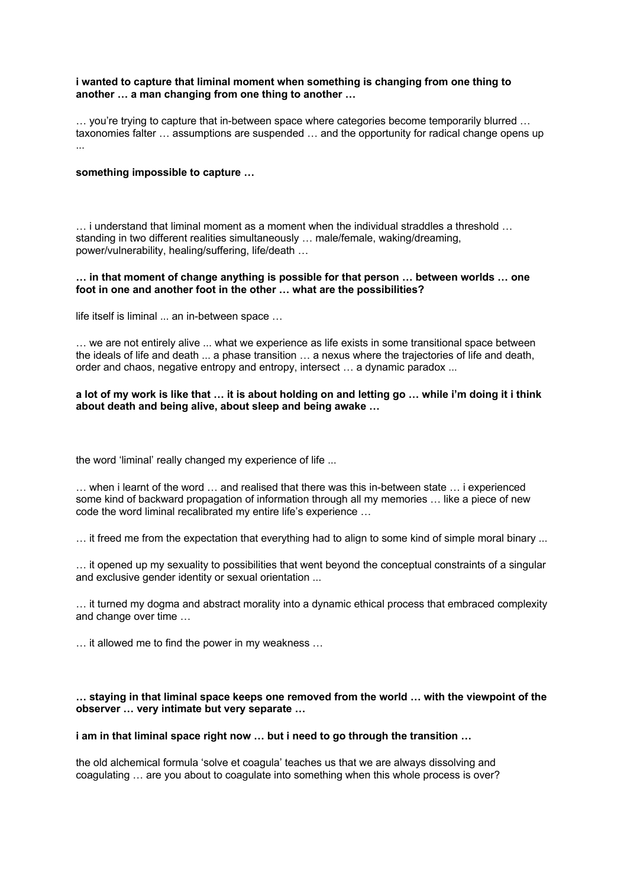**i wanted to capture that liminal moment when something is changing from one thing to another … a man changing from one thing to another …**

… you're trying to capture that in-between space where categories become temporarily blurred … taxonomies falter … assumptions are suspended … and the opportunity for radical change opens up ...

**something impossible to capture …**

… i understand that liminal moment as a moment when the individual straddles a threshold … standing in two different realities simultaneously … male/female, waking/dreaming, power/vulnerability, healing/suffering, life/death …

**… in that moment of change anything is possible for that person … between worlds … one foot in one and another foot in the other … what are the possibilities?**

life itself is liminal ... an in-between space …

… we are not entirely alive ... what we experience as life exists in some transitional space between the ideals of life and death ... a phase transition … a nexus where the trajectories of life and death, order and chaos, negative entropy and entropy, intersect … a dynamic paradox ...

**a lot of my work is like that … it is about holding on and letting go … while i'm doing it i think about death and being alive, about sleep and being awake …**

the word 'liminal' really changed my experience of life ...

… when i learnt of the word … and realised that there was this in-between state … i experienced some kind of backward propagation of information through all my memories … like a piece of new code the word liminal recalibrated my entire life's experience …

… it freed me from the expectation that everything had to align to some kind of simple moral binary ...

… it opened up my sexuality to possibilities that went beyond the conceptual constraints of a singular and exclusive gender identity or sexual orientation ...

… it turned my dogma and abstract morality into a dynamic ethical process that embraced complexity and change over time …

… it allowed me to find the power in my weakness …

**… staying in that liminal space keeps one removed from the world … with the viewpoint of the observer … very intimate but very separate …**

**i am in that liminal space right now … but i need to go through the transition …**

the old alchemical formula 'solve et coagula' teaches us that we are always dissolving and coagulating … are you about to coagulate into something when this whole process is over?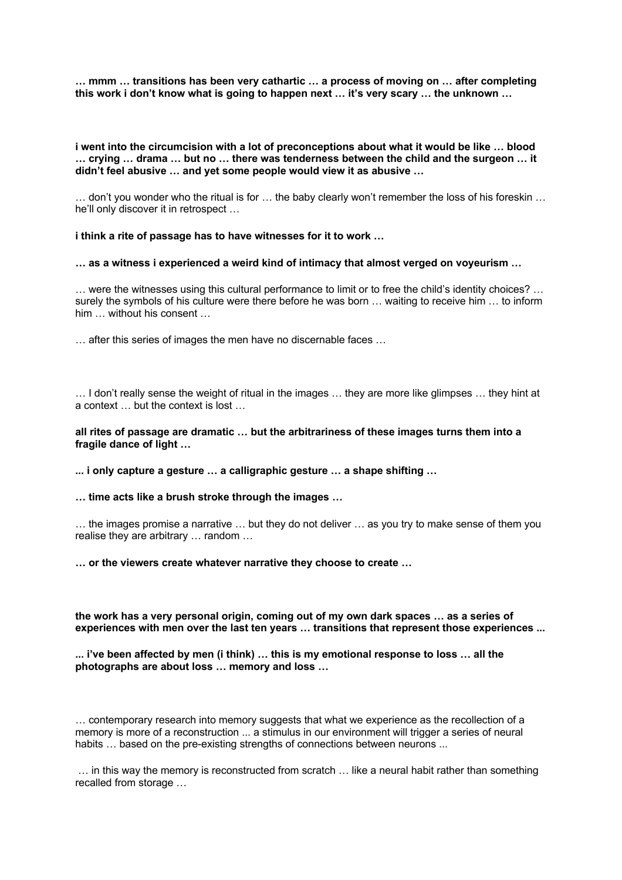**… mmm … transitions has been very cathartic … a process of moving on … after completing this work i don't know what is going to happen next … it's very scary … the unknown …**

**i went into the circumcision with a lot of preconceptions about what it would be like … blood … crying … drama … but no … there was tenderness between the child and the surgeon … it didn't feel abusive … and yet some people would view it as abusive …**

… don't you wonder who the ritual is for … the baby clearly won't remember the loss of his foreskin … he'll only discover it in retrospect …

**i think a rite of passage has to have witnesses for it to work …**

**… as a witness i experienced a weird kind of intimacy that almost verged on voyeurism …**

… were the witnesses using this cultural performance to limit or to free the child's identity choices? … surely the symbols of his culture were there before he was born … waiting to receive him … to inform him … without his consent …

… after this series of images the men have no discernable faces …

… I don't really sense the weight of ritual in the images … they are more like glimpses … they hint at a context … but the context is lost …

**all rites of passage are dramatic … but the arbitrariness of these images turns them into a fragile dance of light …**

**... i only capture a gesture … a calligraphic gesture … a shape shifting …**

**… time acts like a brush stroke through the images …**

… the images promise a narrative … but they do not deliver … as you try to make sense of them you realise they are arbitrary … random …

**… or the viewers create whatever narrative they choose to create …**

**the work has a very personal origin, coming out of my own dark spaces … as a series of experiences with men over the last ten years … transitions that represent those experiences ...**

**... i've been affected by men (i think) … this is my emotional response to loss … all the photographs are about loss … memory and loss …**

… contemporary research into memory suggests that what we experience as the recollection of a memory is more of a reconstruction ... a stimulus in our environment will trigger a series of neural habits … based on the pre-existing strengths of connections between neurons ...

… in this way the memory is reconstructed from scratch … like a neural habit rather than something recalled from storage …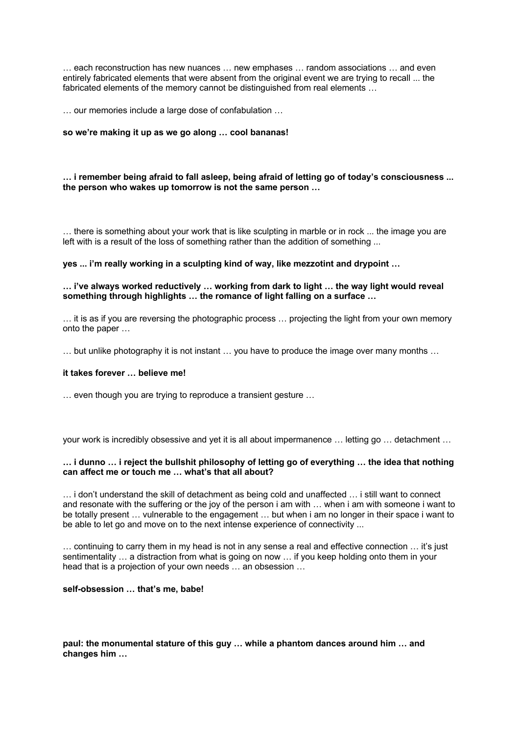… each reconstruction has new nuances … new emphases … random associations … and even entirely fabricated elements that were absent from the original event we are trying to recall ... the fabricated elements of the memory cannot be distinguished from real elements …

… our memories include a large dose of confabulation …

**so we're making it up as we go along … cool bananas!**

**… i remember being afraid to fall asleep, being afraid of letting go of today's consciousness ... the person who wakes up tomorrow is not the same person …**

… there is something about your work that is like sculpting in marble or in rock ... the image you are left with is a result of the loss of something rather than the addition of something ...

**yes ... i'm really working in a sculpting kind of way, like mezzotint and drypoint …**

**… i've always worked reductively … working from dark to light … the way light would reveal something through highlights … the romance of light falling on a surface …**

… it is as if you are reversing the photographic process … projecting the light from your own memory onto the paper …

… but unlike photography it is not instant … you have to produce the image over many months …

**it takes forever … believe me!**

… even though you are trying to reproduce a transient gesture …

your work is incredibly obsessive and yet it is all about impermanence … letting go … detachment …

**… i dunno … i reject the bullshit philosophy of letting go of everything … the idea that nothing can affect me or touch me … what's that all about?**

… i don't understand the skill of detachment as being cold and unaffected … i still want to connect and resonate with the suffering or the joy of the person i am with … when i am with someone i want to be totally present … vulnerable to the engagement … but when i am no longer in their space i want to be able to let go and move on to the next intense experience of connectivity ...

… continuing to carry them in my head is not in any sense a real and effective connection … it's just sentimentality … a distraction from what is going on now … if you keep holding onto them in your head that is a projection of your own needs … an obsession …

**self-obsession … that's me, babe!**

**paul: the monumental stature of this guy … while a phantom dances around him … and changes him …**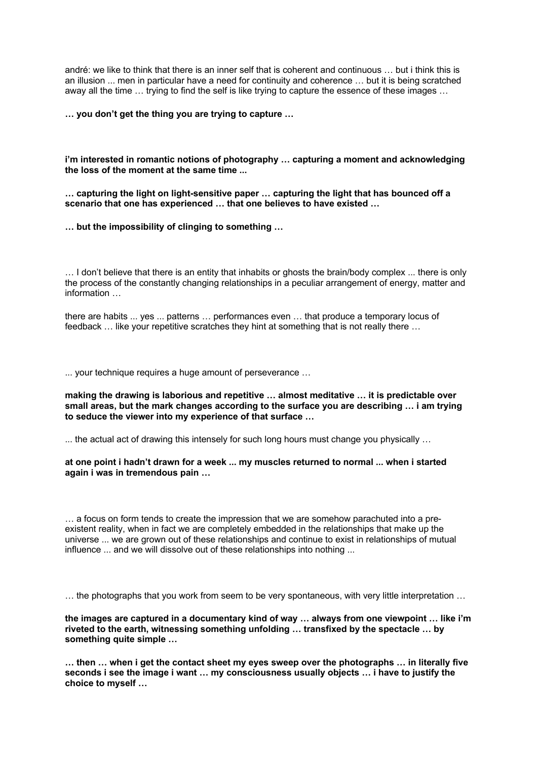andré: we like to think that there is an inner self that is coherent and continuous … but i think this is an illusion ... men in particular have a need for continuity and coherence … but it is being scratched away all the time … trying to find the self is like trying to capture the essence of these images …

**… you don't get the thing you are trying to capture …**

**i'm interested in romantic notions of photography … capturing a moment and acknowledging the loss of the moment at the same time ...**

**… capturing the light on light-sensitive paper … capturing the light that has bounced off a scenario that one has experienced … that one believes to have existed …**

**… but the impossibility of clinging to something …**

… I don't believe that there is an entity that inhabits or ghosts the brain/body complex ... there is only the process of the constantly changing relationships in a peculiar arrangement of energy, matter and information …

there are habits ... yes ... patterns … performances even … that produce a temporary locus of feedback … like your repetitive scratches they hint at something that is not really there …

... your technique requires a huge amount of perseverance …

**making the drawing is laborious and repetitive … almost meditative … it is predictable over small areas, but the mark changes according to the surface you are describing … i am trying to seduce the viewer into my experience of that surface …**

... the actual act of drawing this intensely for such long hours must change you physically …

**at one point i hadn't drawn for a week ... my muscles returned to normal ... when i started again i was in tremendous pain …**

… a focus on form tends to create the impression that we are somehow parachuted into a pre-existent reality, when in fact we are completely embedded in the relationships that make up the universe ... we are grown out of these relationships and continue to exist in relationships of mutual influence ... and we will dissolve out of these relationships into nothing ...

… the photographs that you work from seem to be very spontaneous, with very little interpretation …

**the images are captured in a documentary kind of way … always from one viewpoint … like i'm riveted to the earth, witnessing something unfolding … transfixed by the spectacle … by something quite simple …**

**… then … when i get the contact sheet my eyes sweep over the photographs … in literally five seconds i see the image i want … my consciousness usually objects … i have to justify the choice to myself …**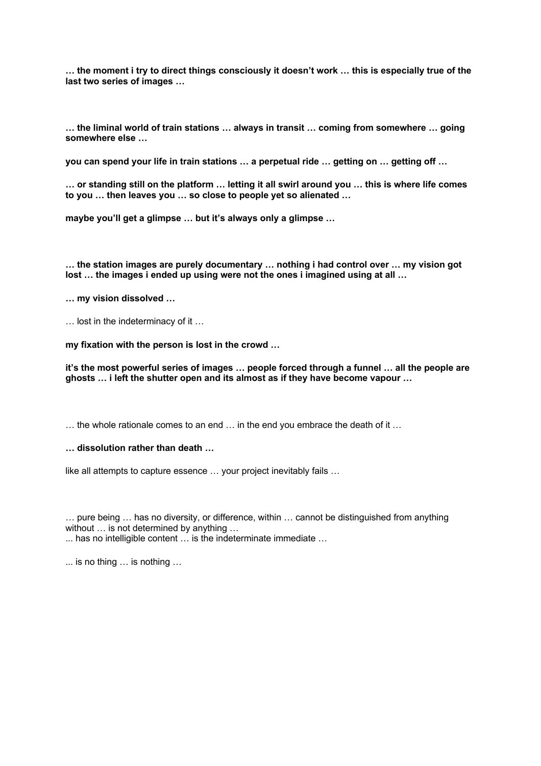**… the moment i try to direct things consciously it doesn't work … this is especially true of the last two series of images …**

**… the liminal world of train stations … always in transit … coming from somewhere … going somewhere else …**

**you can spend your life in train stations … a perpetual ride … getting on … getting off …**

**… or standing still on the platform … letting it all swirl around you … this is where life comes to you … then leaves you … so close to people yet so alienated …**

**maybe you'll get a glimpse … but it's always only a glimpse …**

**… the station images are purely documentary … nothing i had control over … my vision got lost … the images i ended up using were not the ones i imagined using at all …**

**… my vision dissolved …**

… lost in the indeterminacy of it …

**my fixation with the person is lost in the crowd …**

**it's the most powerful series of images … people forced through a funnel … all the people are ghosts … i left the shutter open and its almost as if they have become vapour …**

… the whole rationale comes to an end … in the end you embrace the death of it …

**… dissolution rather than death …**

like all attempts to capture essence … your project inevitably fails …

… pure being … has no diversity, or difference, within … cannot be distinguished from anything without … is not determined by anything …
... has no intelligible content … is the indeterminate immediate …

... is no thing … is nothing …